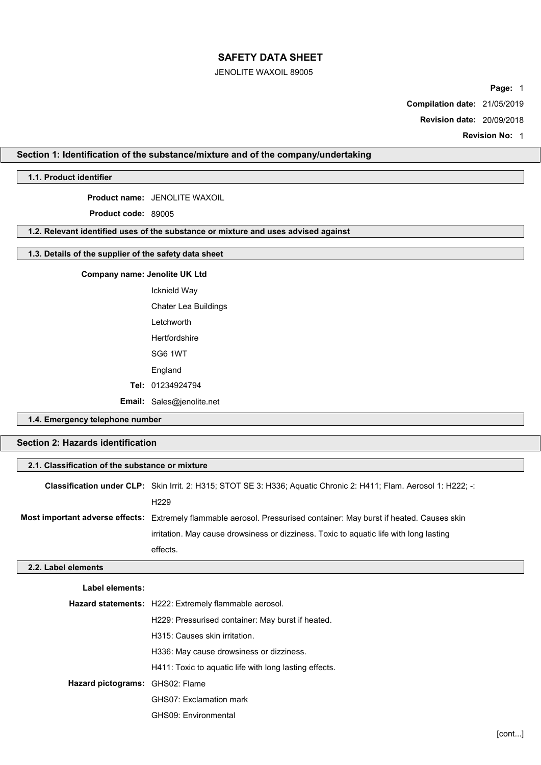# SAFETY DATA SHEET

JENOLITE WAXOIL 89005

**Compilation date:** 21/05/2019

**Revision date:** 20/09/2018

**Revision No:** 1

## Section 1: Identification of the substance/mixture and of the company/undertaking

### 1.1. Product identifier

**Product name:** JENOLITE WAXOIL

**Product code:** 89005

### 1.2. Relevant identified uses of the substance or mixture and uses advised against

### 1.3. Details of the supplier of the safety data sheet

**Company name: Jenolite UK Ltd**

Icknield Way
Chater Lea Buildings
Letchworth
Hertfordshire
SG6 1WT
England

**Tel:** 01234924794

**Email:** Sales@jenolite.net

### 1.4. Emergency telephone number

## Section 2: Hazards identification

### 2.1. Classification of the substance or mixture

**Classification under CLP:** Skin Irrit. 2: H315; STOT SE 3: H336; Aquatic Chronic 2: H411; Flam. Aerosol 1: H222; -: H229

**Most important adverse effects:** Extremely flammable aerosol. Pressurised container: May burst if heated. Causes skin irritation. May cause drowsiness or dizziness. Toxic to aquatic life with long lasting effects.

### 2.2. Label elements

**Label elements:**

**Hazard statements:**
H222: Extremely flammable aerosol.
H229: Pressurised container: May burst if heated.
H315: Causes skin irritation.
H336: May cause drowsiness or dizziness.
H411: Toxic to aquatic life with long lasting effects.

**Hazard pictograms:**
GHS02: Flame
GHS07: Exclamation mark
GHS09: Environmental

[cont...]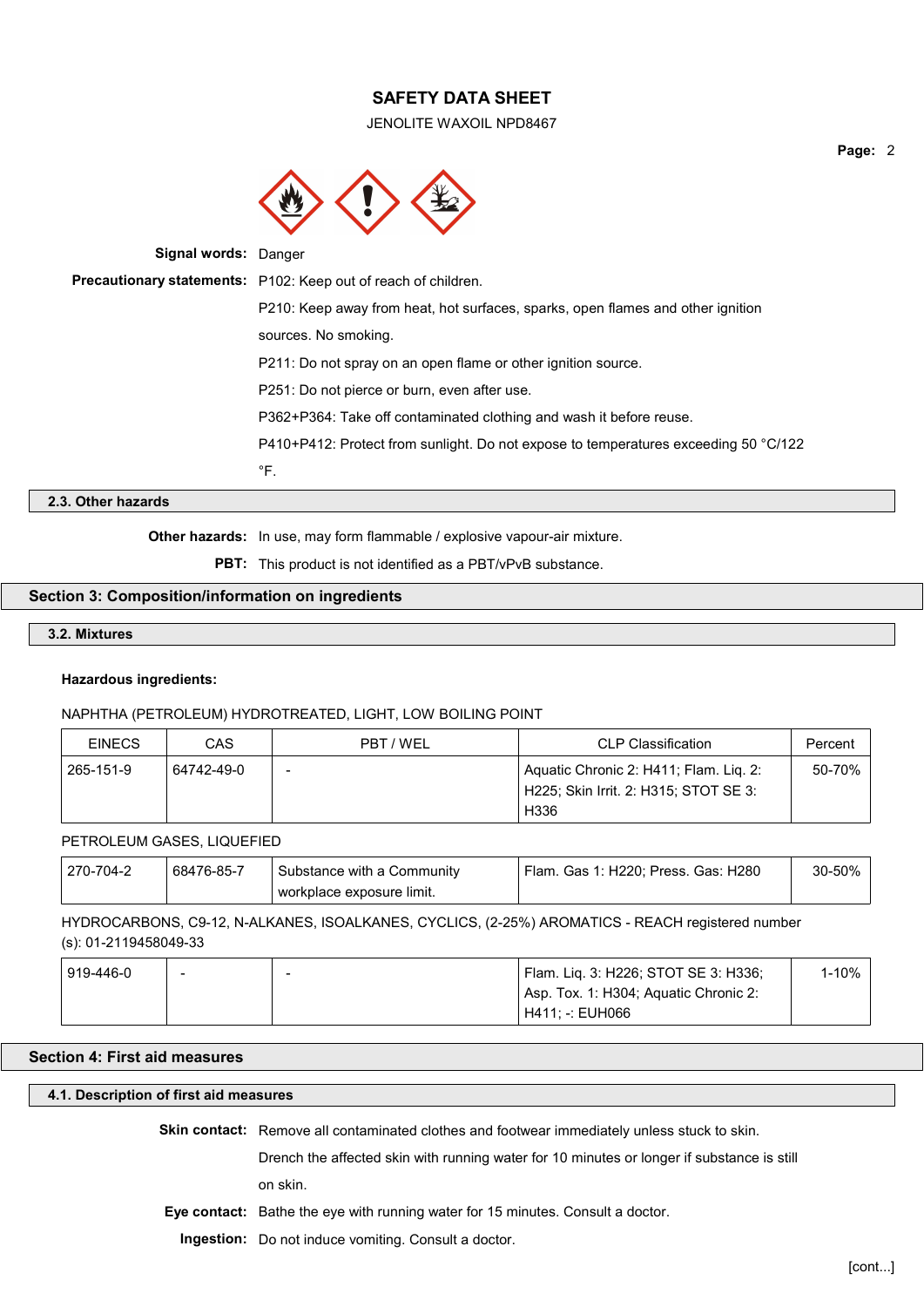**Signal words:** Danger

**Precautionary statements:** P102: Keep out of reach of children.

P210: Keep away from heat, hot surfaces, sparks, open flames and other ignition sources. No smoking.

P211: Do not spray on an open flame or other ignition source.

P251: Do not pierce or burn, even after use.

P362+P364: Take off contaminated clothing and wash it before reuse.

P410+P412: Protect from sunlight. Do not expose to temperatures exceeding 50 °C/122 °F.

### 2.3. Other hazards

**Other hazards:** In use, may form flammable / explosive vapour-air mixture.

**PBT:** This product is not identified as a PBT/vPvB substance.

## Section 3: Composition/information on ingredients

### 3.2. Mixtures

**Hazardous ingredients:**

NAPHTHA (PETROLEUM) HYDROTREATED, LIGHT, LOW BOILING POINT

| EINECS | CAS | PBT / WEL | CLP Classification | Percent |
|---|---|---|---|---|
| 265-151-9 | 64742-49-0 | - | Aquatic Chronic 2: H411; Flam. Liq. 2: H225; Skin Irrit. 2: H315; STOT SE 3: H336 | 50-70% |

PETROLEUM GASES, LIQUEFIED

| EINECS | CAS | PBT / WEL | CLP Classification | Percent |
|---|---|---|---|---|
| 270-704-2 | 68476-85-7 | Substance with a Community workplace exposure limit. | Flam. Gas 1: H220; Press. Gas: H280 | 30-50% |

HYDROCARBONS, C9-12, N-ALKANES, ISOALKANES, CYCLICS, (2-25%) AROMATICS - REACH registered number (s): 01-2119458049-33

| EINECS | CAS | PBT / WEL | CLP Classification | Percent |
|---|---|---|---|---|
| 919-446-0 | - | - | Flam. Liq. 3: H226; STOT SE 3: H336; Asp. Tox. 1: H304; Aquatic Chronic 2: H411; -: EUH066 | 1-10% |

## Section 4: First aid measures

### 4.1. Description of first aid measures

**Skin contact:** Remove all contaminated clothes and footwear immediately unless stuck to skin. Drench the affected skin with running water for 10 minutes or longer if substance is still on skin.

**Eye contact:** Bathe the eye with running water for 15 minutes. Consult a doctor.

**Ingestion:** Do not induce vomiting. Consult a doctor.

[cont...]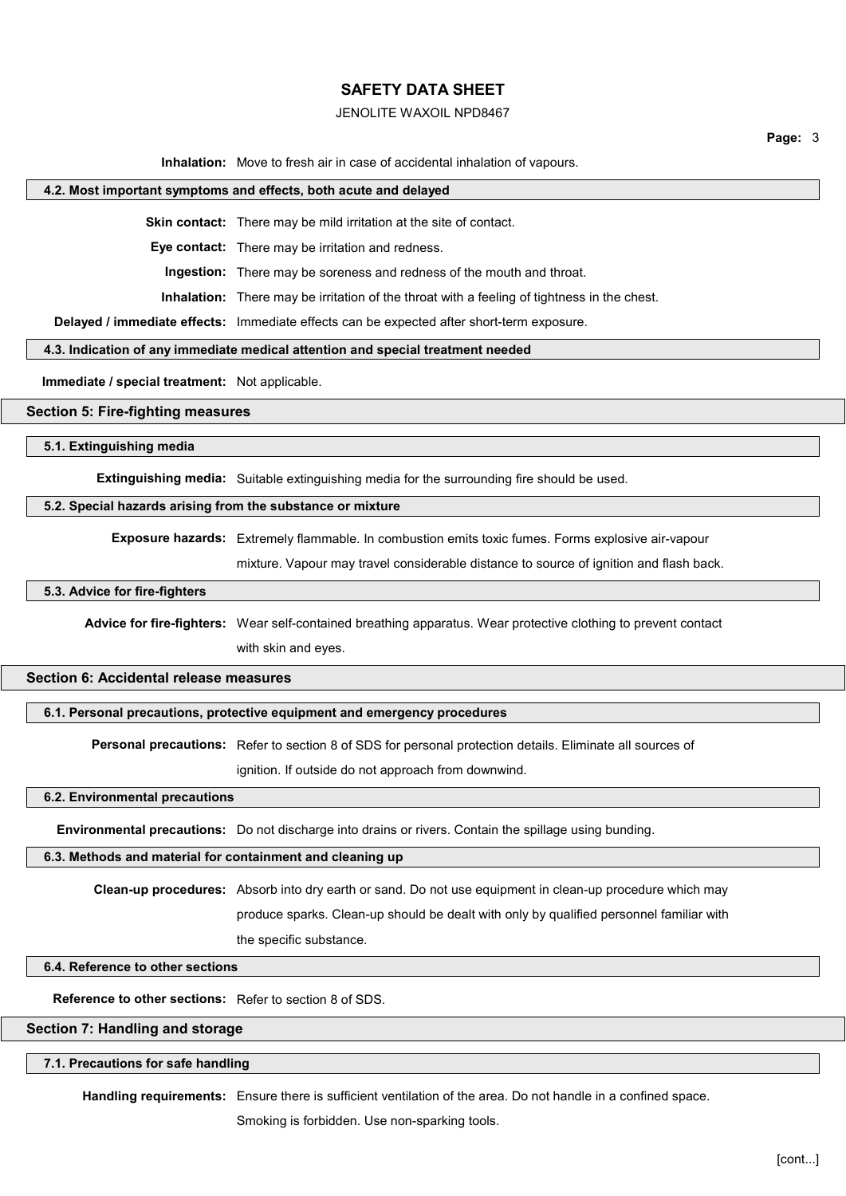**Inhalation:** Move to fresh air in case of accidental inhalation of vapours.

### 4.2. Most important symptoms and effects, both acute and delayed

**Skin contact:** There may be mild irritation at the site of contact.

**Eye contact:** There may be irritation and redness.

**Ingestion:** There may be soreness and redness of the mouth and throat.

**Inhalation:** There may be irritation of the throat with a feeling of tightness in the chest.

**Delayed / immediate effects:** Immediate effects can be expected after short-term exposure.

### 4.3. Indication of any immediate medical attention and special treatment needed

**Immediate / special treatment:** Not applicable.

## Section 5: Fire-fighting measures

### 5.1. Extinguishing media

**Extinguishing media:** Suitable extinguishing media for the surrounding fire should be used.

### 5.2. Special hazards arising from the substance or mixture

**Exposure hazards:** Extremely flammable. In combustion emits toxic fumes. Forms explosive air-vapour mixture. Vapour may travel considerable distance to source of ignition and flash back.

### 5.3. Advice for fire-fighters

**Advice for fire-fighters:** Wear self-contained breathing apparatus. Wear protective clothing to prevent contact with skin and eyes.

## Section 6: Accidental release measures

### 6.1. Personal precautions, protective equipment and emergency procedures

**Personal precautions:** Refer to section 8 of SDS for personal protection details. Eliminate all sources of ignition. If outside do not approach from downwind.

### 6.2. Environmental precautions

**Environmental precautions:** Do not discharge into drains or rivers. Contain the spillage using bunding.

### 6.3. Methods and material for containment and cleaning up

**Clean-up procedures:** Absorb into dry earth or sand. Do not use equipment in clean-up procedure which may produce sparks. Clean-up should be dealt with only by qualified personnel familiar with the specific substance.

### 6.4. Reference to other sections

**Reference to other sections:** Refer to section 8 of SDS.

## Section 7: Handling and storage

### 7.1. Precautions for safe handling

**Handling requirements:** Ensure there is sufficient ventilation of the area. Do not handle in a confined space. Smoking is forbidden. Use non-sparking tools.

[cont...]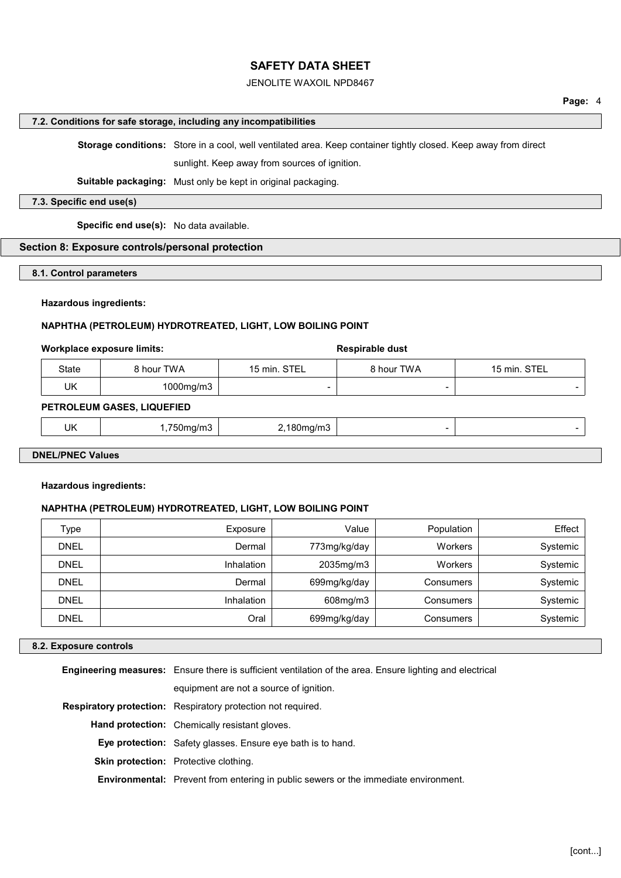### 7.2. Conditions for safe storage, including any incompatibilities

**Storage conditions:** Store in a cool, well ventilated area. Keep container tightly closed. Keep away from direct sunlight. Keep away from sources of ignition.

**Suitable packaging:** Must only be kept in original packaging.

### 7.3. Specific end use(s)

**Specific end use(s):** No data available.

## Section 8: Exposure controls/personal protection

### 8.1. Control parameters

**Hazardous ingredients:**

**NAPHTHA (PETROLEUM) HYDROTREATED, LIGHT, LOW BOILING POINT**

**Workplace exposure limits:**

| | | | Respirable dust | |
|---|---|---|---|---|
| State | 8 hour TWA | 15 min. STEL | 8 hour TWA | 15 min. STEL |
| UK | 1000mg/m3 | - | - | - |
| **PETROLEUM GASES, LIQUEFIED** | | | | |
| UK | 1,750mg/m3 | 2,180mg/m3 | - | - |

### DNEL/PNEC Values

**Hazardous ingredients:**

**NAPHTHA (PETROLEUM) HYDROTREATED, LIGHT, LOW BOILING POINT**

| Type | Exposure | Value | Population | Effect |
|---|---|---|---|---|
| DNEL | Dermal | 773mg/kg/day | Workers | Systemic |
| DNEL | Inhalation | 2035mg/m3 | Workers | Systemic |
| DNEL | Dermal | 699mg/kg/day | Consumers | Systemic |
| DNEL | Inhalation | 608mg/m3 | Consumers | Systemic |
| DNEL | Oral | 699mg/kg/day | Consumers | Systemic |

### 8.2. Exposure controls

**Engineering measures:** Ensure there is sufficient ventilation of the area. Ensure lighting and electrical equipment are not a source of ignition.

**Respiratory protection:** Respiratory protection not required.

**Hand protection:** Chemically resistant gloves.

**Eye protection:** Safety glasses. Ensure eye bath is to hand.

**Skin protection:** Protective clothing.

**Environmental:** Prevent from entering in public sewers or the immediate environment.

[cont...]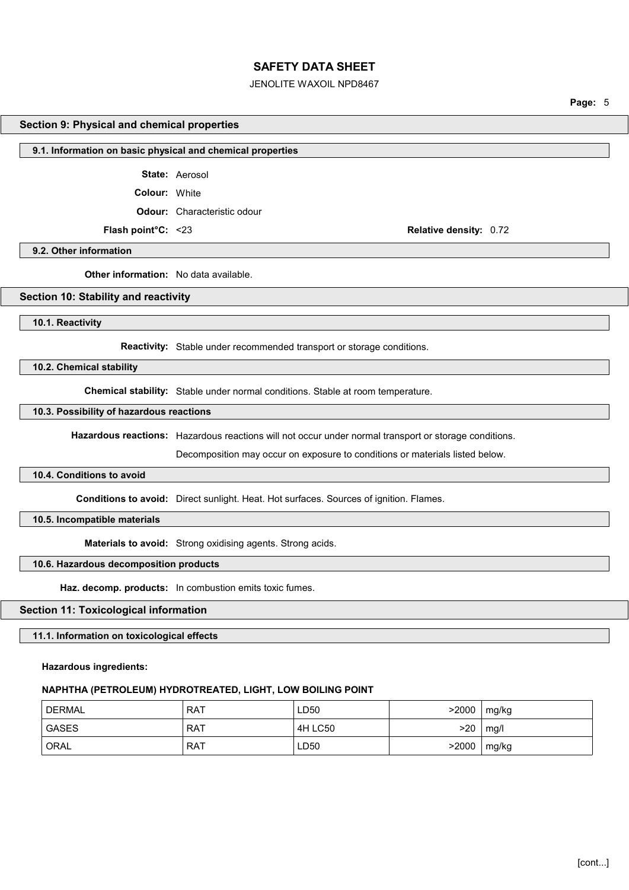## Section 9: Physical and chemical properties

### 9.1. Information on basic physical and chemical properties

**State:** Aerosol

**Colour:** White

**Odour:** Characteristic odour

**Flash point°C:** <23 **Relative density:** 0.72

### 9.2. Other information

**Other information:** No data available.

## Section 10: Stability and reactivity

### 10.1. Reactivity

**Reactivity:** Stable under recommended transport or storage conditions.

### 10.2. Chemical stability

**Chemical stability:** Stable under normal conditions. Stable at room temperature.

### 10.3. Possibility of hazardous reactions

**Hazardous reactions:** Hazardous reactions will not occur under normal transport or storage conditions.

Decomposition may occur on exposure to conditions or materials listed below.

### 10.4. Conditions to avoid

**Conditions to avoid:** Direct sunlight. Heat. Hot surfaces. Sources of ignition. Flames.

### 10.5. Incompatible materials

**Materials to avoid:** Strong oxidising agents. Strong acids.

### 10.6. Hazardous decomposition products

**Haz. decomp. products:** In combustion emits toxic fumes.

## Section 11: Toxicological information

### 11.1. Information on toxicological effects

**Hazardous ingredients:**

**NAPHTHA (PETROLEUM) HYDROTREATED, LIGHT, LOW BOILING POINT**

| | | | | |
|---|---|---|---|---|
| DERMAL | RAT | LD50 | >2000 | mg/kg |
| GASES | RAT | 4H LC50 | >20 | mg/l |
| ORAL | RAT | LD50 | >2000 | mg/kg |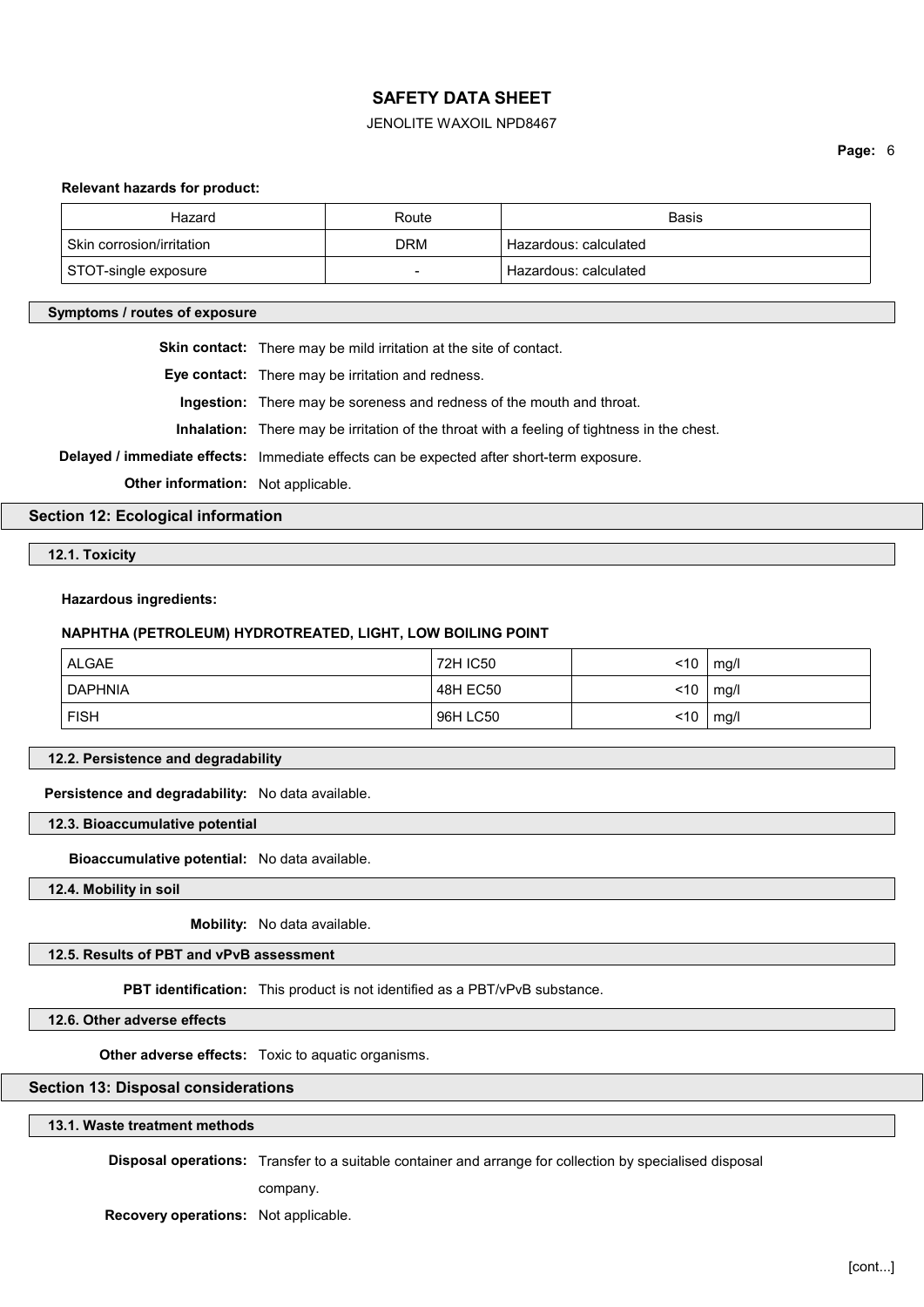**Relevant hazards for product:**

| Hazard | Route | Basis |
|---|---|---|
| Skin corrosion/irritation | DRM | Hazardous: calculated |
| STOT-single exposure | - | Hazardous: calculated |

### Symptoms / routes of exposure

**Skin contact:** There may be mild irritation at the site of contact.

**Eye contact:** There may be irritation and redness.

**Ingestion:** There may be soreness and redness of the mouth and throat.

**Inhalation:** There may be irritation of the throat with a feeling of tightness in the chest.

**Delayed / immediate effects:** Immediate effects can be expected after short-term exposure.

**Other information:** Not applicable.

## Section 12: Ecological information

### 12.1. Toxicity

**Hazardous ingredients:**

**NAPHTHA (PETROLEUM) HYDROTREATED, LIGHT, LOW BOILING POINT**

| | | | |
|---|---|---|---|
| ALGAE | 72H IC50 | <10 | mg/l |
| DAPHNIA | 48H EC50 | <10 | mg/l |
| FISH | 96H LC50 | <10 | mg/l |

### 12.2. Persistence and degradability

**Persistence and degradability:** No data available.

### 12.3. Bioaccumulative potential

**Bioaccumulative potential:** No data available.

### 12.4. Mobility in soil

**Mobility:** No data available.

### 12.5. Results of PBT and vPvB assessment

**PBT identification:** This product is not identified as a PBT/vPvB substance.

### 12.6. Other adverse effects

**Other adverse effects:** Toxic to aquatic organisms.

## Section 13: Disposal considerations

### 13.1. Waste treatment methods

**Disposal operations:** Transfer to a suitable container and arrange for collection by specialised disposal company.

**Recovery operations:** Not applicable.

[cont...]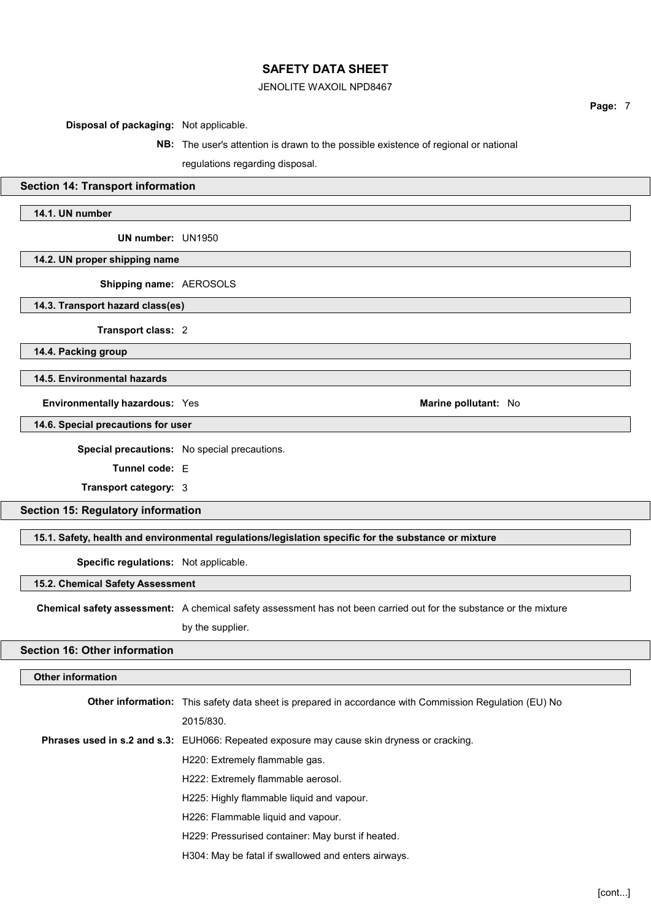**Disposal of packaging:** Not applicable.

**NB:** The user's attention is drawn to the possible existence of regional or national regulations regarding disposal.

## Section 14: Transport information

### 14.1. UN number

**UN number:** UN1950

### 14.2. UN proper shipping name

**Shipping name:** AEROSOLS

### 14.3. Transport hazard class(es)

**Transport class:** 2

### 14.4. Packing group

### 14.5. Environmental hazards

**Environmentally hazardous:** Yes

**Marine pollutant:** No

### 14.6. Special precautions for user

**Special precautions:** No special precautions.

**Tunnel code:** E

**Transport category:** 3

## Section 15: Regulatory information

### 15.1. Safety, health and environmental regulations/legislation specific for the substance or mixture

**Specific regulations:** Not applicable.

### 15.2. Chemical Safety Assessment

**Chemical safety assessment:** A chemical safety assessment has not been carried out for the substance or the mixture by the supplier.

## Section 16: Other information

### Other information

**Other information:** This safety data sheet is prepared in accordance with Commission Regulation (EU) No 2015/830.

**Phrases used in s.2 and s.3:** EUH066: Repeated exposure may cause skin dryness or cracking.

H220: Extremely flammable gas.

H222: Extremely flammable aerosol.

H225: Highly flammable liquid and vapour.

H226: Flammable liquid and vapour.

H229: Pressurised container: May burst if heated.

H304: May be fatal if swallowed and enters airways.

[cont...]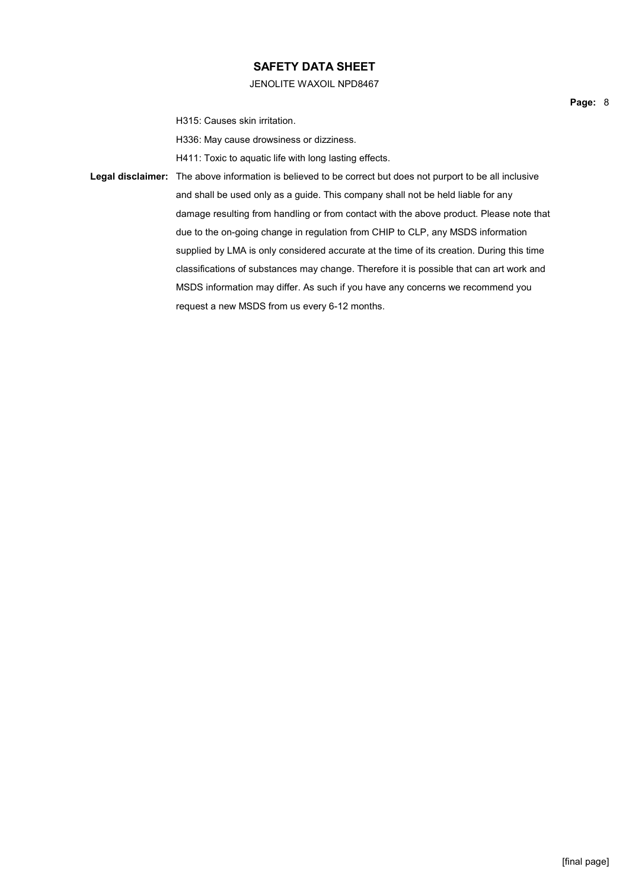H315: Causes skin irritation.

H336: May cause drowsiness or dizziness.

H411: Toxic to aquatic life with long lasting effects.

**Legal disclaimer:** The above information is believed to be correct but does not purport to be all inclusive and shall be used only as a guide. This company shall not be held liable for any damage resulting from handling or from contact with the above product. Please note that due to the on-going change in regulation from CHIP to CLP, any MSDS information supplied by LMA is only considered accurate at the time of its creation. During this time classifications of substances may change. Therefore it is possible that can art work and MSDS information may differ. As such if you have any concerns we recommend you request a new MSDS from us every 6-12 months.

[final page]